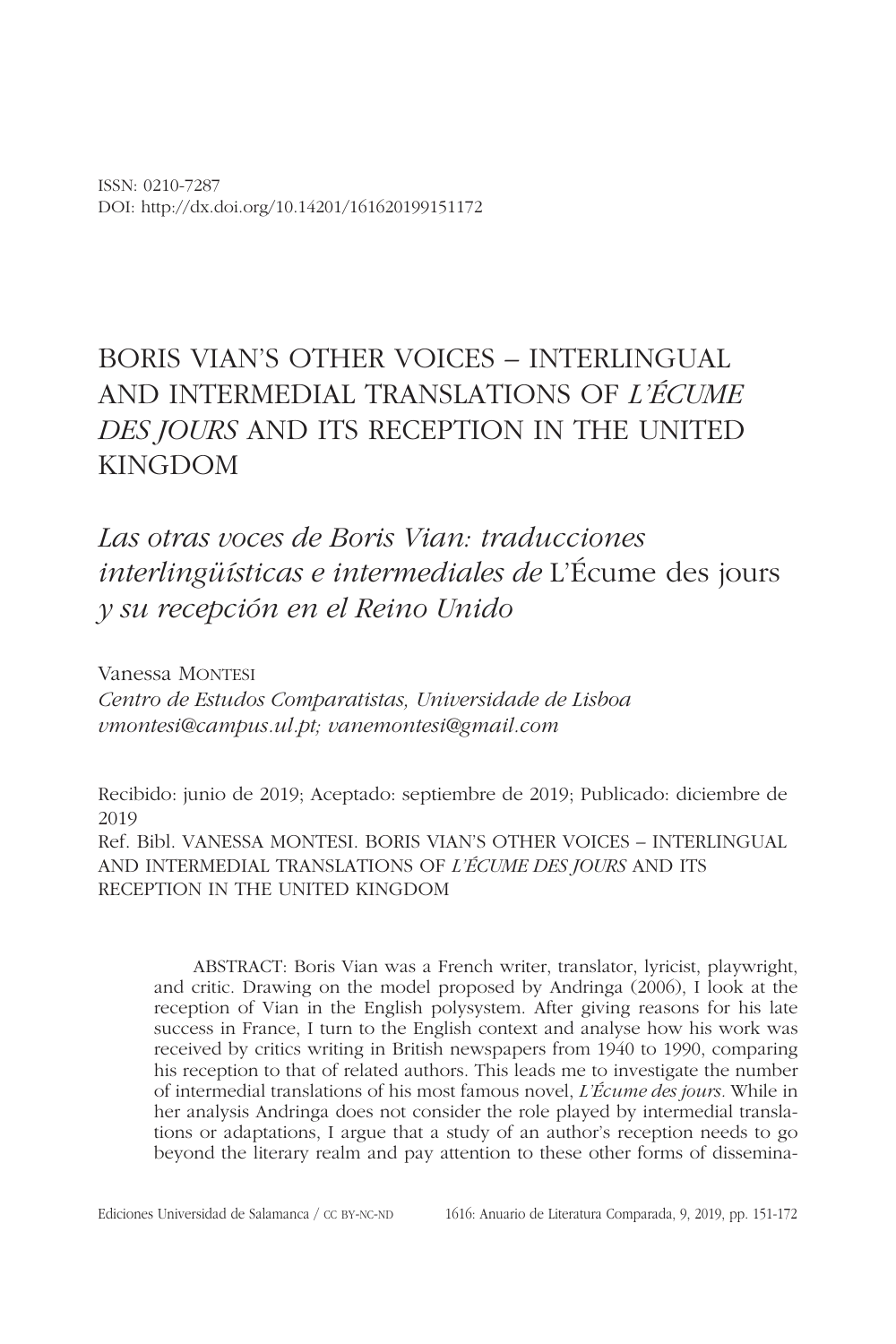ISSN: 0210-7287
DOI: http://dx.doi.org/10.14201/161620199151172

# BORIS VIAN'S OTHER VOICES – INTERLINGUAL AND INTERMEDIAL TRANSLATIONS OF *L'ÉCUME DES JOURS* AND ITS RECEPTION IN THE UNITED KINGDOM

## *Las otras voces de Boris Vian: traducciones interlingüísticas e intermediales de* L'Écume des jours *y su recepción en el Reino Unido*

Vanessa MONTESI
*Centro de Estudos Comparatistas, Universidade de Lisboa*
*vmontesi@campus.ul.pt; vanemontesi@gmail.com*

Recibido: junio de 2019; Aceptado: septiembre de 2019; Publicado: diciembre de 2019
Ref. Bibl. VANESSA MONTESI. BORIS VIAN'S OTHER VOICES – INTERLINGUAL AND INTERMEDIAL TRANSLATIONS OF *L'ÉCUME DES JOURS* AND ITS RECEPTION IN THE UNITED KINGDOM

ABSTRACT: Boris Vian was a French writer, translator, lyricist, playwright, and critic. Drawing on the model proposed by Andringa (2006), I look at the reception of Vian in the English polysystem. After giving reasons for his late success in France, I turn to the English context and analyse how his work was received by critics writing in British newspapers from 1940 to 1990, comparing his reception to that of related authors. This leads me to investigate the number of intermedial translations of his most famous novel, *L'Écume des jours*. While in her analysis Andringa does not consider the role played by intermedial translations or adaptations, I argue that a study of an author's reception needs to go beyond the literary realm and pay attention to these other forms of dissemina-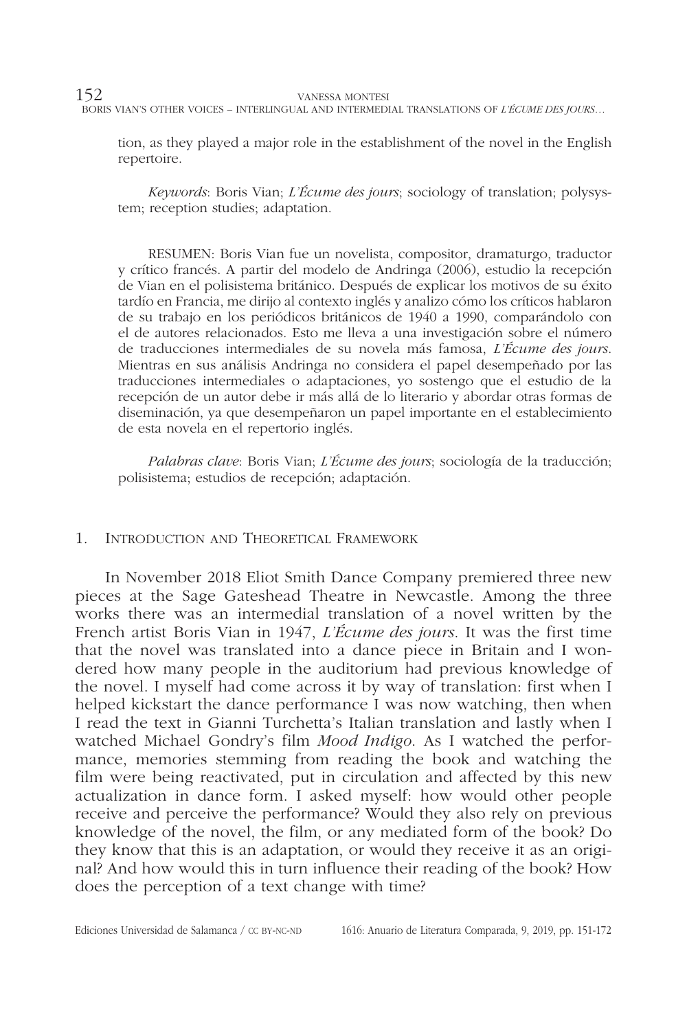tion, as they played a major role in the establishment of the novel in the English repertoire.

*Keywords*: Boris Vian; *L'Écume des jours*; sociology of translation; polysystem; reception studies; adaptation.

RESUMEN: Boris Vian fue un novelista, compositor, dramaturgo, traductor y crítico francés. A partir del modelo de Andringa (2006), estudio la recepción de Vian en el polisistema británico. Después de explicar los motivos de su éxito tardío en Francia, me dirijo al contexto inglés y analizo cómo los críticos hablaron de su trabajo en los periódicos británicos de 1940 a 1990, comparándolo con el de autores relacionados. Esto me lleva a una investigación sobre el número de traducciones intermediales de su novela más famosa, *L'Écume des jours*. Mientras en sus análisis Andringa no considera el papel desempeñado por las traducciones intermediales o adaptaciones, yo sostengo que el estudio de la recepción de un autor debe ir más allá de lo literario y abordar otras formas de diseminación, ya que desempeñaron un papel importante en el establecimiento de esta novela en el repertorio inglés.

*Palabras clave*: Boris Vian; *L'Écume des jours*; sociología de la traducción; polisistema; estudios de recepción; adaptación.

## 1. Introduction and Theoretical Framework

In November 2018 Eliot Smith Dance Company premiered three new pieces at the Sage Gateshead Theatre in Newcastle. Among the three works there was an intermedial translation of a novel written by the French artist Boris Vian in 1947, *L'Écume des jours*. It was the first time that the novel was translated into a dance piece in Britain and I wondered how many people in the auditorium had previous knowledge of the novel. I myself had come across it by way of translation: first when I helped kickstart the dance performance I was now watching, then when I read the text in Gianni Turchetta's Italian translation and lastly when I watched Michael Gondry's film *Mood Indigo*. As I watched the performance, memories stemming from reading the book and watching the film were being reactivated, put in circulation and affected by this new actualization in dance form. I asked myself: how would other people receive and perceive the performance? Would they also rely on previous knowledge of the novel, the film, or any mediated form of the book? Do they know that this is an adaptation, or would they receive it as an original? And how would this in turn influence their reading of the book? How does the perception of a text change with time?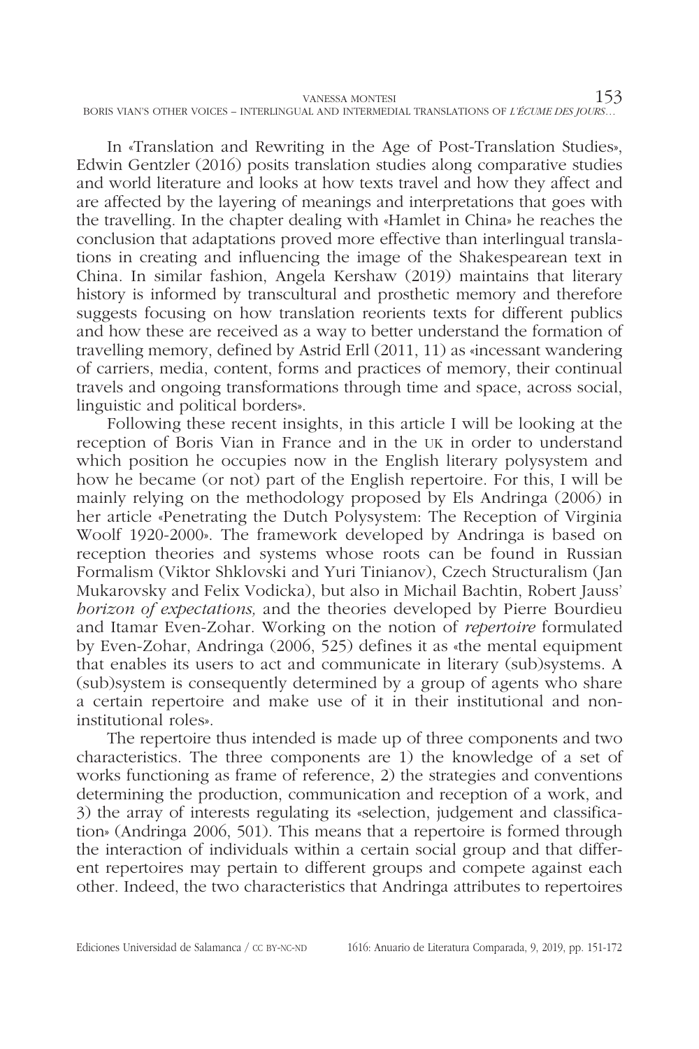In «Translation and Rewriting in the Age of Post-Translation Studies», Edwin Gentzler (2016) posits translation studies along comparative studies and world literature and looks at how texts travel and how they affect and are affected by the layering of meanings and interpretations that goes with the travelling. In the chapter dealing with «Hamlet in China» he reaches the conclusion that adaptations proved more effective than interlingual translations in creating and influencing the image of the Shakespearean text in China. In similar fashion, Angela Kershaw (2019) maintains that literary history is informed by transcultural and prosthetic memory and therefore suggests focusing on how translation reorients texts for different publics and how these are received as a way to better understand the formation of travelling memory, defined by Astrid Erll (2011, 11) as «incessant wandering of carriers, media, content, forms and practices of memory, their continual travels and ongoing transformations through time and space, across social, linguistic and political borders».

Following these recent insights, in this article I will be looking at the reception of Boris Vian in France and in the UK in order to understand which position he occupies now in the English literary polysystem and how he became (or not) part of the English repertoire. For this, I will be mainly relying on the methodology proposed by Els Andringa (2006) in her article «Penetrating the Dutch Polysystem: The Reception of Virginia Woolf 1920-2000». The framework developed by Andringa is based on reception theories and systems whose roots can be found in Russian Formalism (Viktor Shklovski and Yuri Tinianov), Czech Structuralism (Jan Mukarovsky and Felix Vodicka), but also in Michail Bachtin, Robert Jauss' *horizon of expectations,* and the theories developed by Pierre Bourdieu and Itamar Even-Zohar. Working on the notion of *repertoire* formulated by Even-Zohar, Andringa (2006, 525) defines it as «the mental equipment that enables its users to act and communicate in literary (sub)systems. A (sub)system is consequently determined by a group of agents who share a certain repertoire and make use of it in their institutional and non-institutional roles».

The repertoire thus intended is made up of three components and two characteristics. The three components are 1) the knowledge of a set of works functioning as frame of reference, 2) the strategies and conventions determining the production, communication and reception of a work, and 3) the array of interests regulating its «selection, judgement and classification» (Andringa 2006, 501). This means that a repertoire is formed through the interaction of individuals within a certain social group and that different repertoires may pertain to different groups and compete against each other. Indeed, the two characteristics that Andringa attributes to repertoires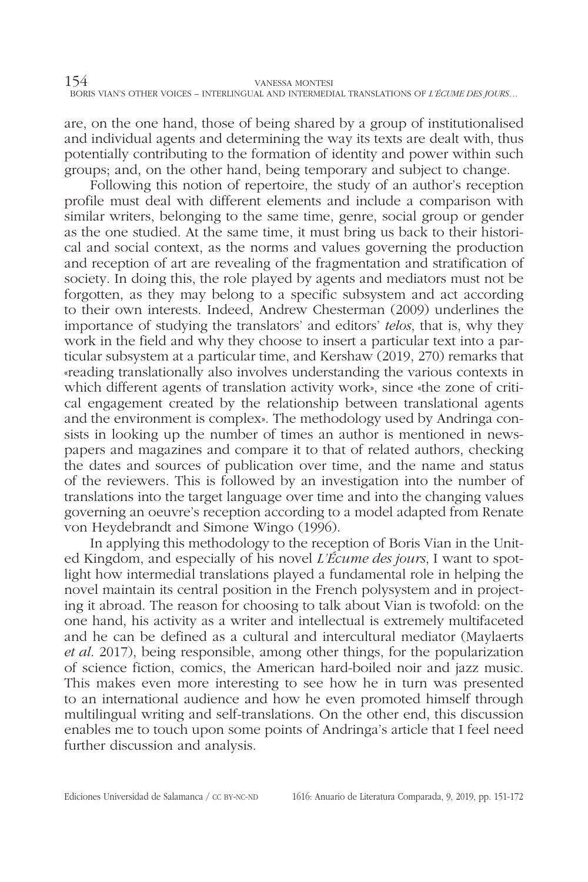are, on the one hand, those of being shared by a group of institutionalised and individual agents and determining the way its texts are dealt with, thus potentially contributing to the formation of identity and power within such groups; and, on the other hand, being temporary and subject to change.

Following this notion of repertoire, the study of an author's reception profile must deal with different elements and include a comparison with similar writers, belonging to the same time, genre, social group or gender as the one studied. At the same time, it must bring us back to their historical and social context, as the norms and values governing the production and reception of art are revealing of the fragmentation and stratification of society. In doing this, the role played by agents and mediators must not be forgotten, as they may belong to a specific subsystem and act according to their own interests. Indeed, Andrew Chesterman (2009) underlines the importance of studying the translators' and editors' *telos*, that is, why they work in the field and why they choose to insert a particular text into a particular subsystem at a particular time, and Kershaw (2019, 270) remarks that «reading translationally also involves understanding the various contexts in which different agents of translation activity work», since «the zone of critical engagement created by the relationship between translational agents and the environment is complex». The methodology used by Andringa consists in looking up the number of times an author is mentioned in newspapers and magazines and compare it to that of related authors, checking the dates and sources of publication over time, and the name and status of the reviewers. This is followed by an investigation into the number of translations into the target language over time and into the changing values governing an oeuvre's reception according to a model adapted from Renate von Heydebrandt and Simone Wingo (1996).

In applying this methodology to the reception of Boris Vian in the United Kingdom, and especially of his novel *L'Écume des jours*, I want to spotlight how intermedial translations played a fundamental role in helping the novel maintain its central position in the French polysystem and in projecting it abroad. The reason for choosing to talk about Vian is twofold: on the one hand, his activity as a writer and intellectual is extremely multifaceted and he can be defined as a cultural and intercultural mediator (Maylaerts *et al.* 2017), being responsible, among other things, for the popularization of science fiction, comics, the American hard-boiled noir and jazz music. This makes even more interesting to see how he in turn was presented to an international audience and how he even promoted himself through multilingual writing and self-translations. On the other end, this discussion enables me to touch upon some points of Andringa's article that I feel need further discussion and analysis.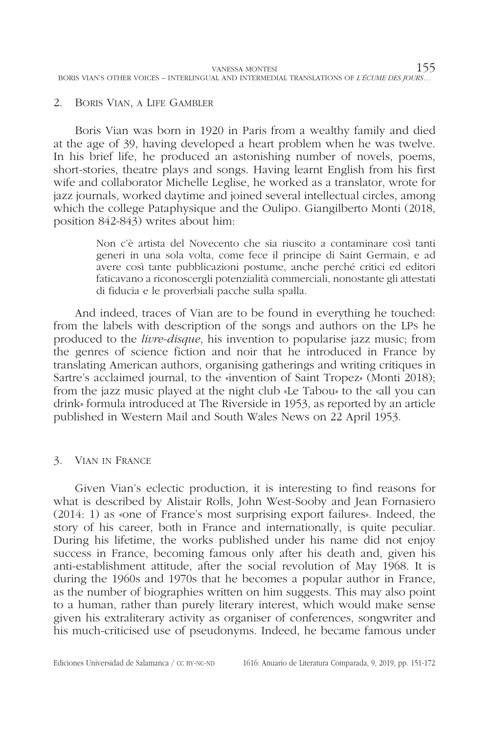## 2. Boris Vian, a Life Gambler

Boris Vian was born in 1920 in Paris from a wealthy family and died at the age of 39, having developed a heart problem when he was twelve. In his brief life, he produced an astonishing number of novels, poems, short-stories, theatre plays and songs. Having learnt English from his first wife and collaborator Michelle Leglise, he worked as a translator, wrote for jazz journals, worked daytime and joined several intellectual circles, among which the college Pataphysique and the Oulipo. Giangilberto Monti (2018, position 842-843) writes about him:

> Non c'è artista del Novecento che sia riuscito a contaminare così tanti generi in una sola volta, come fece il principe di Saint Germain, e ad avere così tante pubblicazioni postume, anche perché critici ed editori faticavano a riconoscergli potenzialità commerciali, nonostante gli attestati di fiducia e le proverbiali pacche sulla spalla.

And indeed, traces of Vian are to be found in everything he touched: from the labels with description of the songs and authors on the LPs he produced to the *livre-disque*, his invention to popularise jazz music; from the genres of science fiction and noir that he introduced in France by translating American authors, organising gatherings and writing critiques in Sartre's acclaimed journal, to the «invention of Saint Tropez» (Monti 2018); from the jazz music played at the night club «Le Tabou» to the «all you can drink» formula introduced at The Riverside in 1953, as reported by an article published in Western Mail and South Wales News on 22 April 1953.

## 3. Vian in France

Given Vian's eclectic production, it is interesting to find reasons for what is described by Alistair Rolls, John West-Sooby and Jean Fornasiero (2014: 1) as «one of France's most surprising export failures». Indeed, the story of his career, both in France and internationally, is quite peculiar. During his lifetime, the works published under his name did not enjoy success in France, becoming famous only after his death and, given his anti-establishment attitude, after the social revolution of May 1968. It is during the 1960s and 1970s that he becomes a popular author in France, as the number of biographies written on him suggests. This may also point to a human, rather than purely literary interest, which would make sense given his extraliterary activity as organiser of conferences, songwriter and his much-criticised use of pseudonyms. Indeed, he became famous under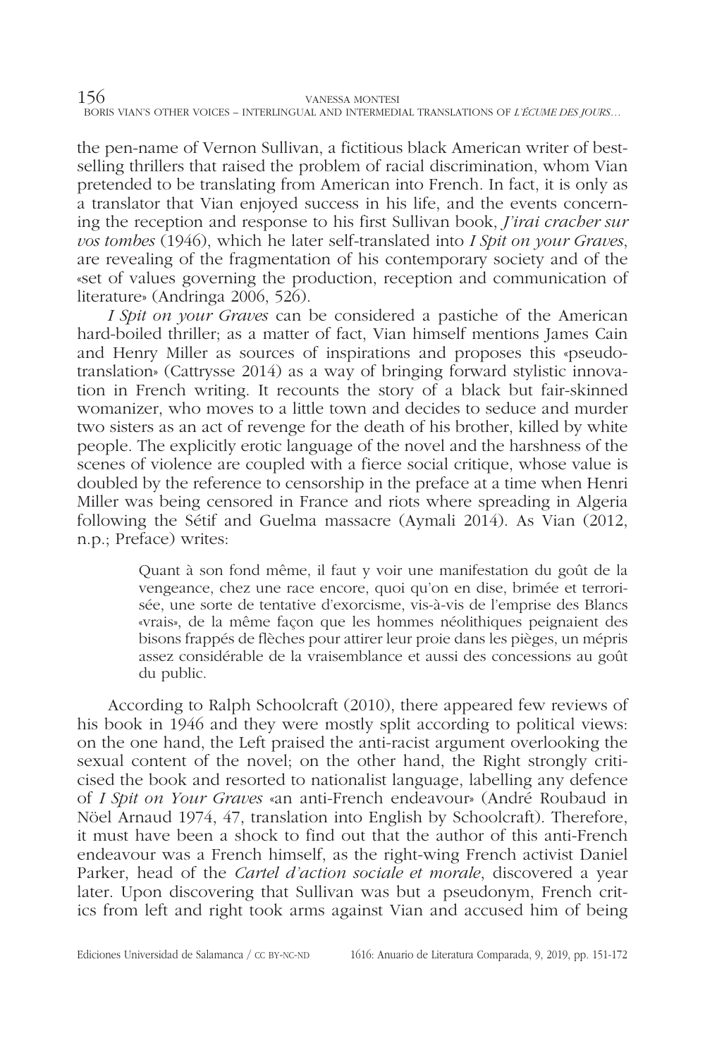the pen-name of Vernon Sullivan, a fictitious black American writer of best-selling thrillers that raised the problem of racial discrimination, whom Vian pretended to be translating from American into French. In fact, it is only as a translator that Vian enjoyed success in his life, and the events concerning the reception and response to his first Sullivan book, *J'irai cracher sur vos tombes* (1946), which he later self-translated into *I Spit on your Graves*, are revealing of the fragmentation of his contemporary society and of the «set of values governing the production, reception and communication of literature» (Andringa 2006, 526).

*I Spit on your Graves* can be considered a pastiche of the American hard-boiled thriller; as a matter of fact, Vian himself mentions James Cain and Henry Miller as sources of inspirations and proposes this «pseudo-translation» (Cattrysse 2014) as a way of bringing forward stylistic innovation in French writing. It recounts the story of a black but fair-skinned womanizer, who moves to a little town and decides to seduce and murder two sisters as an act of revenge for the death of his brother, killed by white people. The explicitly erotic language of the novel and the harshness of the scenes of violence are coupled with a fierce social critique, whose value is doubled by the reference to censorship in the preface at a time when Henri Miller was being censored in France and riots where spreading in Algeria following the Sétif and Guelma massacre (Aymali 2014). As Vian (2012, n.p.; Preface) writes:

> Quant à son fond même, il faut y voir une manifestation du goût de la vengeance, chez une race encore, quoi qu'on en dise, brimée et terrorisée, une sorte de tentative d'exorcisme, vis-à-vis de l'emprise des Blancs «vrais», de la même façon que les hommes néolithiques peignaient des bisons frappés de flèches pour attirer leur proie dans les pièges, un mépris assez considérable de la vraisemblance et aussi des concessions au goût du public.

According to Ralph Schoolcraft (2010), there appeared few reviews of his book in 1946 and they were mostly split according to political views: on the one hand, the Left praised the anti-racist argument overlooking the sexual content of the novel; on the other hand, the Right strongly criticised the book and resorted to nationalist language, labelling any defence of *I Spit on Your Graves* «an anti-French endeavour» (André Roubaud in Nöel Arnaud 1974, 47, translation into English by Schoolcraft). Therefore, it must have been a shock to find out that the author of this anti-French endeavour was a French himself, as the right-wing French activist Daniel Parker, head of the *Cartel d'action sociale et morale*, discovered a year later. Upon discovering that Sullivan was but a pseudonym, French critics from left and right took arms against Vian and accused him of being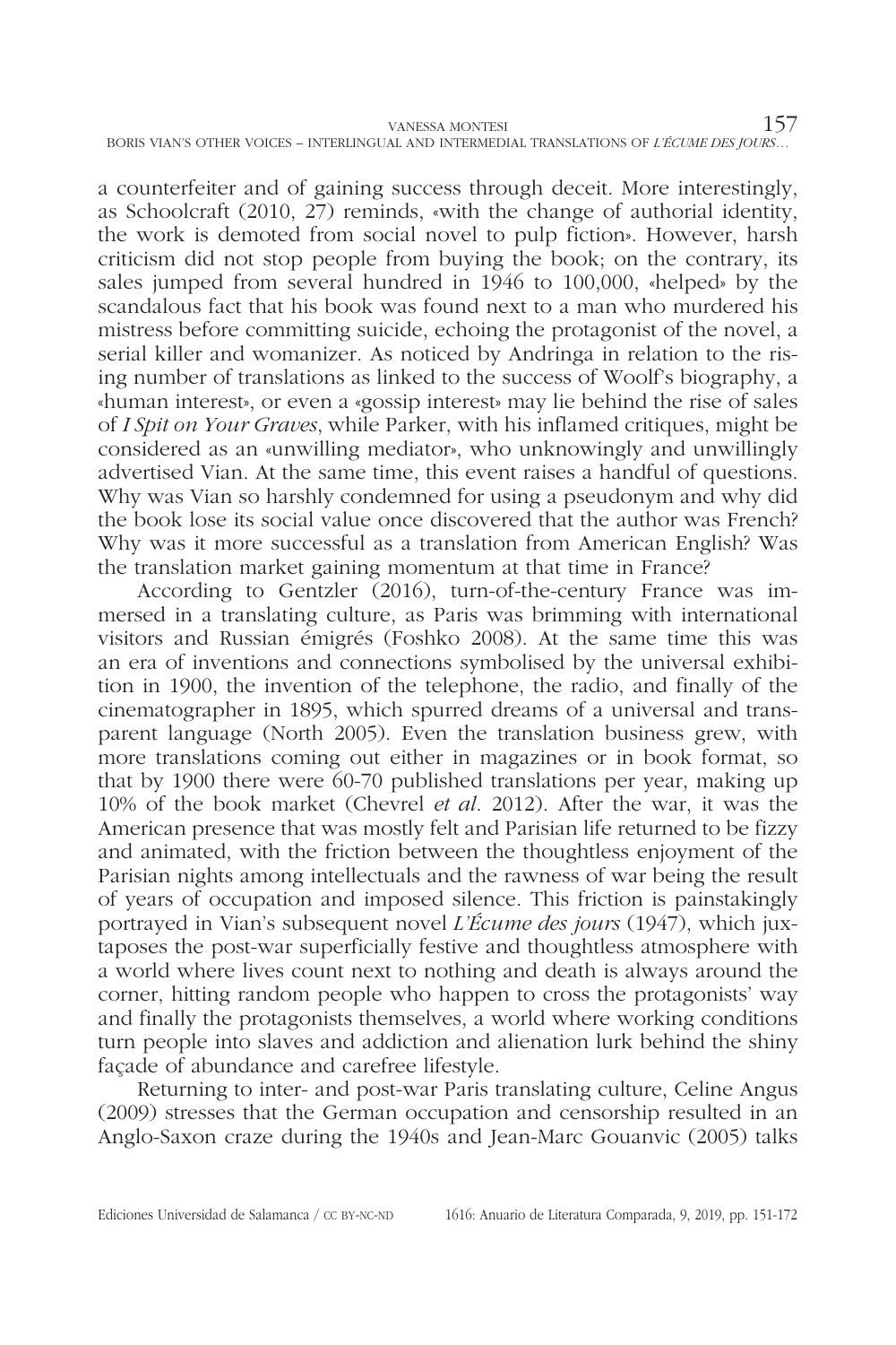a counterfeiter and of gaining success through deceit. More interestingly, as Schoolcraft (2010, 27) reminds, «with the change of authorial identity, the work is demoted from social novel to pulp fiction». However, harsh criticism did not stop people from buying the book; on the contrary, its sales jumped from several hundred in 1946 to 100,000, «helped» by the scandalous fact that his book was found next to a man who murdered his mistress before committing suicide, echoing the protagonist of the novel, a serial killer and womanizer. As noticed by Andringa in relation to the rising number of translations as linked to the success of Woolf's biography, a «human interest», or even a «gossip interest» may lie behind the rise of sales of *I Spit on Your Graves*, while Parker, with his inflamed critiques, might be considered as an «unwilling mediator», who unknowingly and unwillingly advertised Vian. At the same time, this event raises a handful of questions. Why was Vian so harshly condemned for using a pseudonym and why did the book lose its social value once discovered that the author was French? Why was it more successful as a translation from American English? Was the translation market gaining momentum at that time in France?

According to Gentzler (2016), turn-of-the-century France was immersed in a translating culture, as Paris was brimming with international visitors and Russian émigrés (Foshko 2008). At the same time this was an era of inventions and connections symbolised by the universal exhibition in 1900, the invention of the telephone, the radio, and finally of the cinematographer in 1895, which spurred dreams of a universal and transparent language (North 2005). Even the translation business grew, with more translations coming out either in magazines or in book format, so that by 1900 there were 60-70 published translations per year, making up 10% of the book market (Chevrel *et al.* 2012). After the war, it was the American presence that was mostly felt and Parisian life returned to be fizzy and animated, with the friction between the thoughtless enjoyment of the Parisian nights among intellectuals and the rawness of war being the result of years of occupation and imposed silence. This friction is painstakingly portrayed in Vian's subsequent novel *L'Écume des jours* (1947), which juxtaposes the post-war superficially festive and thoughtless atmosphere with a world where lives count next to nothing and death is always around the corner, hitting random people who happen to cross the protagonists' way and finally the protagonists themselves, a world where working conditions turn people into slaves and addiction and alienation lurk behind the shiny façade of abundance and carefree lifestyle.

Returning to inter- and post-war Paris translating culture, Celine Angus (2009) stresses that the German occupation and censorship resulted in an Anglo-Saxon craze during the 1940s and Jean-Marc Gouanvic (2005) talks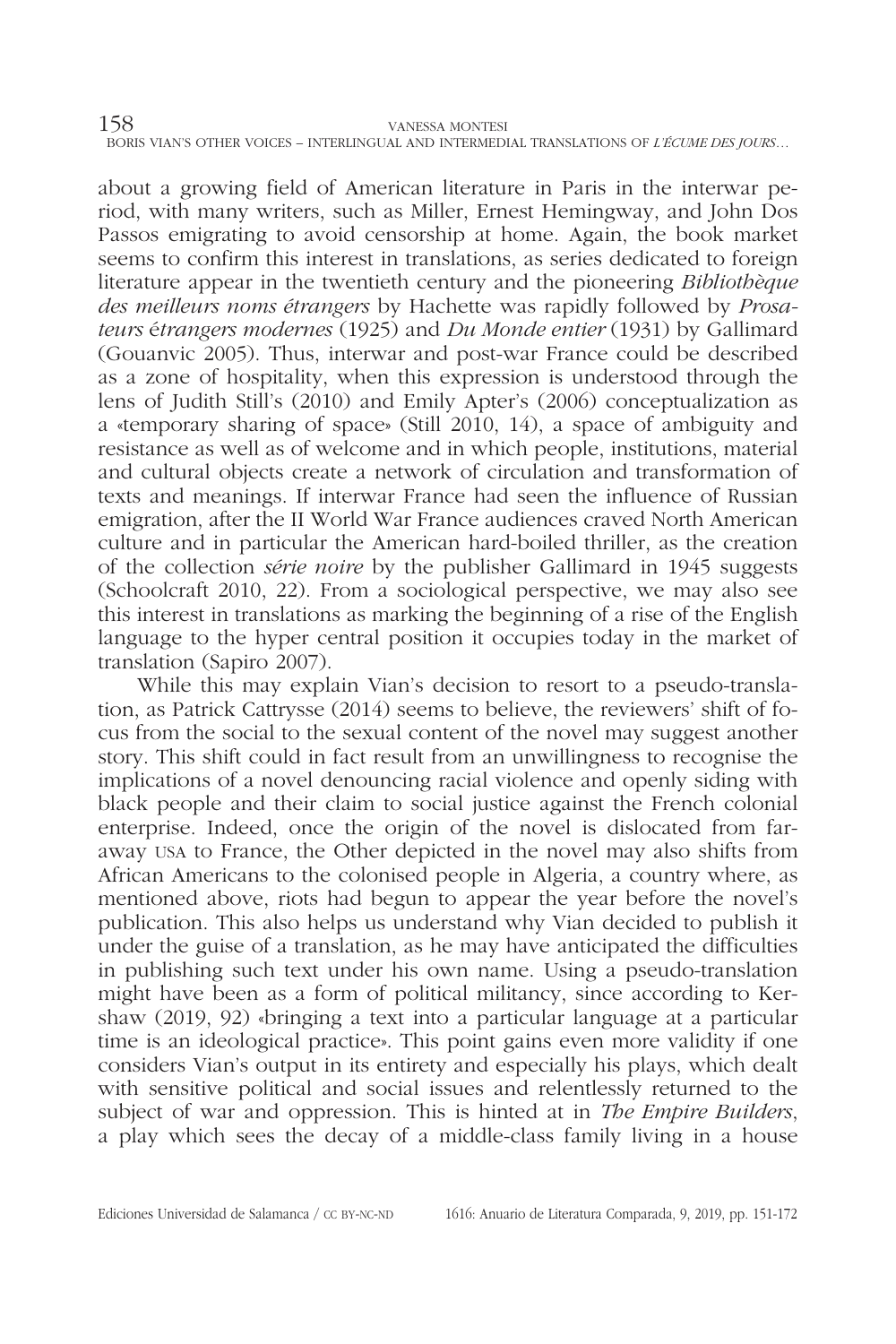about a growing field of American literature in Paris in the interwar period, with many writers, such as Miller, Ernest Hemingway, and John Dos Passos emigrating to avoid censorship at home. Again, the book market seems to confirm this interest in translations, as series dedicated to foreign literature appear in the twentieth century and the pioneering *Bibliothèque des meilleurs noms étrangers* by Hachette was rapidly followed by *Prosateurs étrangers modernes* (1925) and *Du Monde entier* (1931) by Gallimard (Gouanvic 2005). Thus, interwar and post-war France could be described as a zone of hospitality, when this expression is understood through the lens of Judith Still's (2010) and Emily Apter's (2006) conceptualization as a «temporary sharing of space» (Still 2010, 14), a space of ambiguity and resistance as well as of welcome and in which people, institutions, material and cultural objects create a network of circulation and transformation of texts and meanings. If interwar France had seen the influence of Russian emigration, after the II World War France audiences craved North American culture and in particular the American hard-boiled thriller, as the creation of the collection *série noire* by the publisher Gallimard in 1945 suggests (Schoolcraft 2010, 22). From a sociological perspective, we may also see this interest in translations as marking the beginning of a rise of the English language to the hyper central position it occupies today in the market of translation (Sapiro 2007).

While this may explain Vian's decision to resort to a pseudo-translation, as Patrick Cattrysse (2014) seems to believe, the reviewers' shift of focus from the social to the sexual content of the novel may suggest another story. This shift could in fact result from an unwillingness to recognise the implications of a novel denouncing racial violence and openly siding with black people and their claim to social justice against the French colonial enterprise. Indeed, once the origin of the novel is dislocated from faraway USA to France, the Other depicted in the novel may also shifts from African Americans to the colonised people in Algeria, a country where, as mentioned above, riots had begun to appear the year before the novel's publication. This also helps us understand why Vian decided to publish it under the guise of a translation, as he may have anticipated the difficulties in publishing such text under his own name. Using a pseudo-translation might have been as a form of political militancy, since according to Kershaw (2019, 92) «bringing a text into a particular language at a particular time is an ideological practice». This point gains even more validity if one considers Vian's output in its entirety and especially his plays, which dealt with sensitive political and social issues and relentlessly returned to the subject of war and oppression. This is hinted at in *The Empire Builders*, a play which sees the decay of a middle-class family living in a house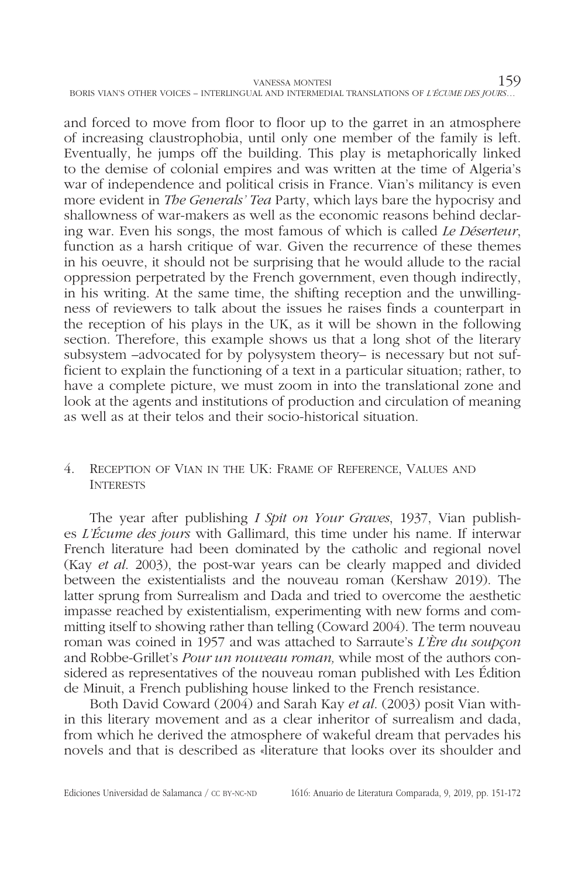and forced to move from floor to floor up to the garret in an atmosphere of increasing claustrophobia, until only one member of the family is left. Eventually, he jumps off the building. This play is metaphorically linked to the demise of colonial empires and was written at the time of Algeria's war of independence and political crisis in France. Vian's militancy is even more evident in *The Generals' Tea* Party, which lays bare the hypocrisy and shallowness of war-makers as well as the economic reasons behind declaring war. Even his songs, the most famous of which is called *Le Déserteur*, function as a harsh critique of war. Given the recurrence of these themes in his oeuvre, it should not be surprising that he would allude to the racial oppression perpetrated by the French government, even though indirectly, in his writing. At the same time, the shifting reception and the unwillingness of reviewers to talk about the issues he raises finds a counterpart in the reception of his plays in the UK, as it will be shown in the following section. Therefore, this example shows us that a long shot of the literary subsystem –advocated for by polysystem theory– is necessary but not sufficient to explain the functioning of a text in a particular situation; rather, to have a complete picture, we must zoom in into the translational zone and look at the agents and institutions of production and circulation of meaning as well as at their telos and their socio-historical situation.

## 4. Reception of Vian in the UK: Frame of Reference, Values and Interests

The year after publishing *I Spit on Your Graves*, 1937, Vian publishes *L'Écume des jours* with Gallimard, this time under his name. If interwar French literature had been dominated by the catholic and regional novel (Kay *et al*. 2003), the post-war years can be clearly mapped and divided between the existentialists and the nouveau roman (Kershaw 2019). The latter sprung from Surrealism and Dada and tried to overcome the aesthetic impasse reached by existentialism, experimenting with new forms and committing itself to showing rather than telling (Coward 2004). The term nouveau roman was coined in 1957 and was attached to Sarraute's *L'Ère du soupçon* and Robbe-Grillet's *Pour un nouveau roman,* while most of the authors considered as representatives of the nouveau roman published with Les Édition de Minuit, a French publishing house linked to the French resistance.

Both David Coward (2004) and Sarah Kay *et al*. (2003) posit Vian within this literary movement and as a clear inheritor of surrealism and dada, from which he derived the atmosphere of wakeful dream that pervades his novels and that is described as «literature that looks over its shoulder and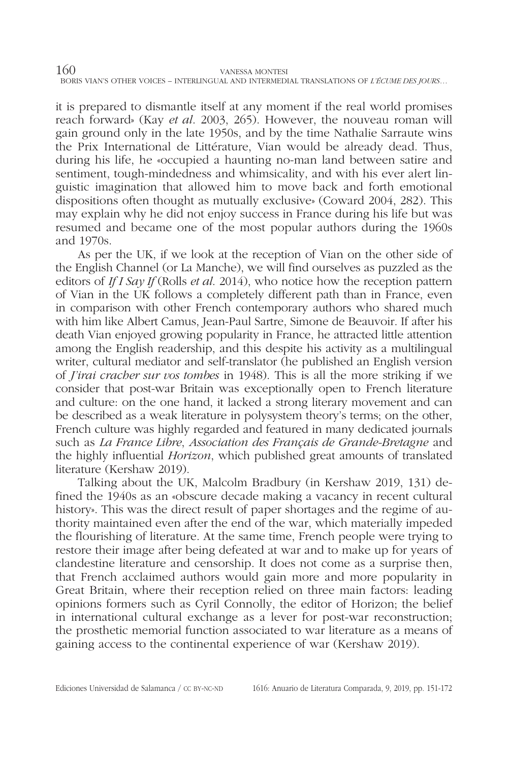it is prepared to dismantle itself at any moment if the real world promises reach forward» (Kay *et al*. 2003, 265). However, the nouveau roman will gain ground only in the late 1950s, and by the time Nathalie Sarraute wins the Prix International de Littérature, Vian would be already dead. Thus, during his life, he «occupied a haunting no-man land between satire and sentiment, tough-mindedness and whimsicality, and with his ever alert linguistic imagination that allowed him to move back and forth emotional dispositions often thought as mutually exclusive» (Coward 2004, 282). This may explain why he did not enjoy success in France during his life but was resumed and became one of the most popular authors during the 1960s and 1970s.

As per the UK, if we look at the reception of Vian on the other side of the English Channel (or La Manche), we will find ourselves as puzzled as the editors of *If I Say If* (Rolls *et al*. 2014), who notice how the reception pattern of Vian in the UK follows a completely different path than in France, even in comparison with other French contemporary authors who shared much with him like Albert Camus, Jean-Paul Sartre, Simone de Beauvoir. If after his death Vian enjoyed growing popularity in France, he attracted little attention among the English readership, and this despite his activity as a multilingual writer, cultural mediator and self-translator (he published an English version of *J'irai cracher sur vos tombes* in 1948). This is all the more striking if we consider that post-war Britain was exceptionally open to French literature and culture: on the one hand, it lacked a strong literary movement and can be described as a weak literature in polysystem theory's terms; on the other, French culture was highly regarded and featured in many dedicated journals such as *La France Libre*, *Association des Français de Grande-Bretagne* and the highly influential *Horizon*, which published great amounts of translated literature (Kershaw 2019).

Talking about the UK, Malcolm Bradbury (in Kershaw 2019, 131) defined the 1940s as an «obscure decade making a vacancy in recent cultural history». This was the direct result of paper shortages and the regime of authority maintained even after the end of the war, which materially impeded the flourishing of literature. At the same time, French people were trying to restore their image after being defeated at war and to make up for years of clandestine literature and censorship. It does not come as a surprise then, that French acclaimed authors would gain more and more popularity in Great Britain, where their reception relied on three main factors: leading opinions formers such as Cyril Connolly, the editor of Horizon; the belief in international cultural exchange as a lever for post-war reconstruction; the prosthetic memorial function associated to war literature as a means of gaining access to the continental experience of war (Kershaw 2019).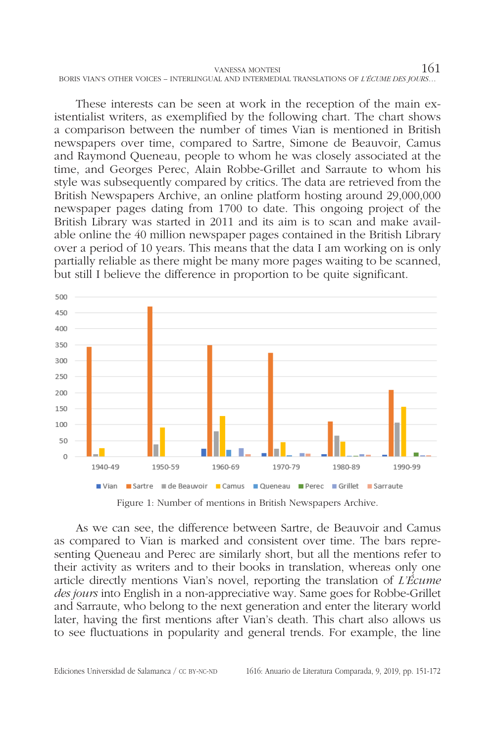These interests can be seen at work in the reception of the main existentialist writers, as exemplified by the following chart. The chart shows a comparison between the number of times Vian is mentioned in British newspapers over time, compared to Sartre, Simone de Beauvoir, Camus and Raymond Queneau, people to whom he was closely associated at the time, and Georges Perec, Alain Robbe-Grillet and Sarraute to whom his style was subsequently compared by critics. The data are retrieved from the British Newspapers Archive, an online platform hosting around 29,000,000 newspaper pages dating from 1700 to date. This ongoing project of the British Library was started in 2011 and its aim is to scan and make available online the 40 million newspaper pages contained in the British Library over a period of 10 years. This means that the data I am working on is only partially reliable as there might be many more pages waiting to be scanned, but still I believe the difference in proportion to be quite significant.

Figure 1: Number of mentions in British Newspapers Archive.

As we can see, the difference between Sartre, de Beauvoir and Camus as compared to Vian is marked and consistent over time. The bars representing Queneau and Perec are similarly short, but all the mentions refer to their activity as writers and to their books in translation, whereas only one article directly mentions Vian's novel, reporting the translation of *L'Écume des jours* into English in a non-appreciative way. Same goes for Robbe-Grillet and Sarraute, who belong to the next generation and enter the literary world later, having the first mentions after Vian's death. This chart also allows us to see fluctuations in popularity and general trends. For example, the line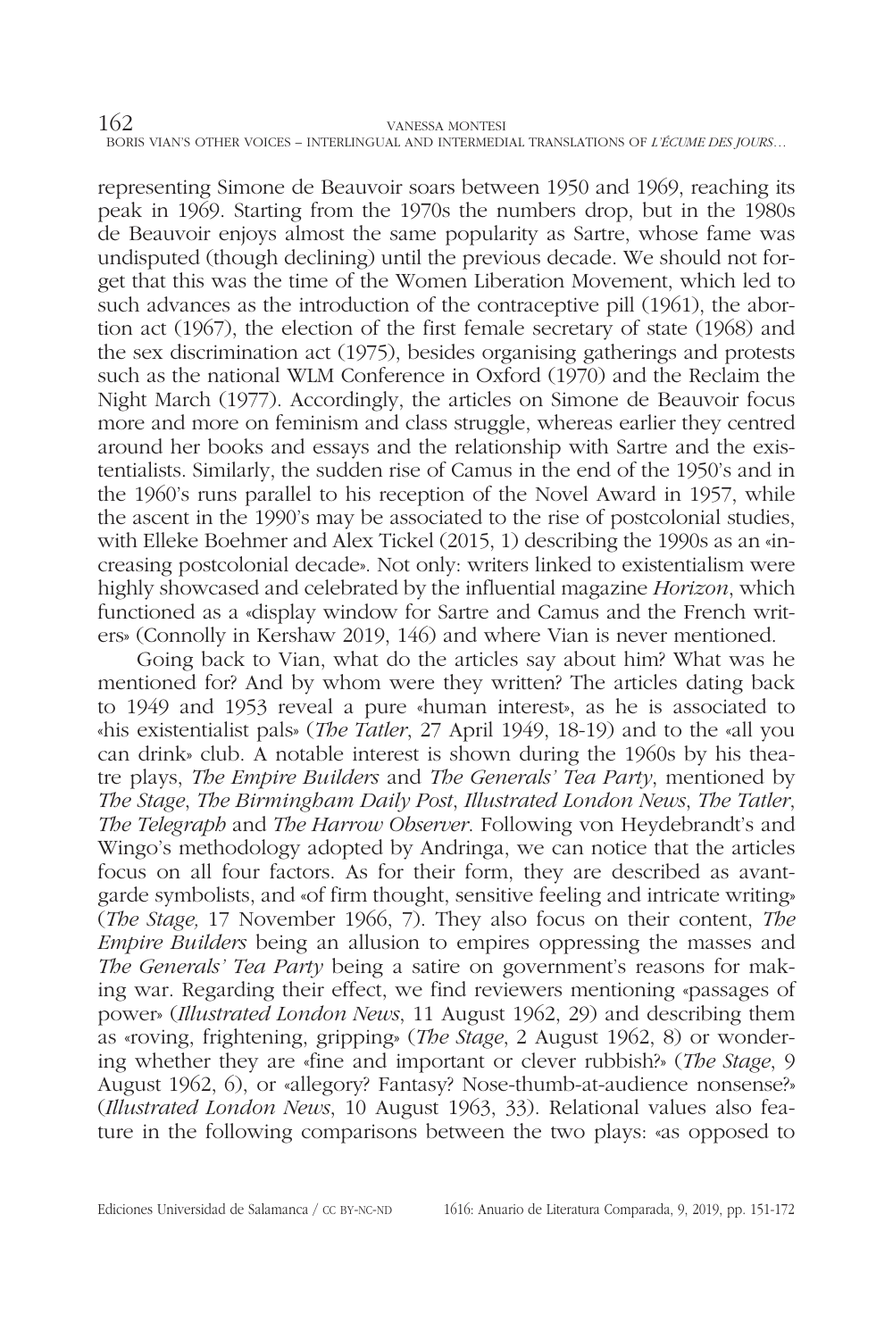representing Simone de Beauvoir soars between 1950 and 1969, reaching its peak in 1969. Starting from the 1970s the numbers drop, but in the 1980s de Beauvoir enjoys almost the same popularity as Sartre, whose fame was undisputed (though declining) until the previous decade. We should not forget that this was the time of the Women Liberation Movement, which led to such advances as the introduction of the contraceptive pill (1961), the abortion act (1967), the election of the first female secretary of state (1968) and the sex discrimination act (1975), besides organising gatherings and protests such as the national WLM Conference in Oxford (1970) and the Reclaim the Night March (1977). Accordingly, the articles on Simone de Beauvoir focus more and more on feminism and class struggle, whereas earlier they centred around her books and essays and the relationship with Sartre and the existentialists. Similarly, the sudden rise of Camus in the end of the 1950's and in the 1960's runs parallel to his reception of the Novel Award in 1957, while the ascent in the 1990's may be associated to the rise of postcolonial studies, with Elleke Boehmer and Alex Tickel (2015, 1) describing the 1990s as an «increasing postcolonial decade». Not only: writers linked to existentialism were highly showcased and celebrated by the influential magazine *Horizon*, which functioned as a «display window for Sartre and Camus and the French writers» (Connolly in Kershaw 2019, 146) and where Vian is never mentioned.

Going back to Vian, what do the articles say about him? What was he mentioned for? And by whom were they written? The articles dating back to 1949 and 1953 reveal a pure «human interest», as he is associated to «his existentialist pals» (*The Tatler*, 27 April 1949, 18-19) and to the «all you can drink» club. A notable interest is shown during the 1960s by his theatre plays, *The Empire Builders* and *The Generals' Tea Party*, mentioned by *The Stage*, *The Birmingham Daily Post*, *Illustrated London News*, *The Tatler*, *The Telegraph* and *The Harrow Observer*. Following von Heydebrandt's and Wingo's methodology adopted by Andringa, we can notice that the articles focus on all four factors. As for their form, they are described as avant-garde symbolists, and «of firm thought, sensitive feeling and intricate writing» (*The Stage,* 17 November 1966, 7). They also focus on their content, *The Empire Builders* being an allusion to empires oppressing the masses and *The Generals' Tea Party* being a satire on government's reasons for making war. Regarding their effect, we find reviewers mentioning «passages of power» (*Illustrated London News*, 11 August 1962, 29) and describing them as «roving, frightening, gripping» (*The Stage*, 2 August 1962, 8) or wondering whether they are «fine and important or clever rubbish?» (*The Stage*, 9 August 1962, 6), or «allegory? Fantasy? Nose-thumb-at-audience nonsense?» (*Illustrated London News*, 10 August 1963, 33). Relational values also feature in the following comparisons between the two plays: «as opposed to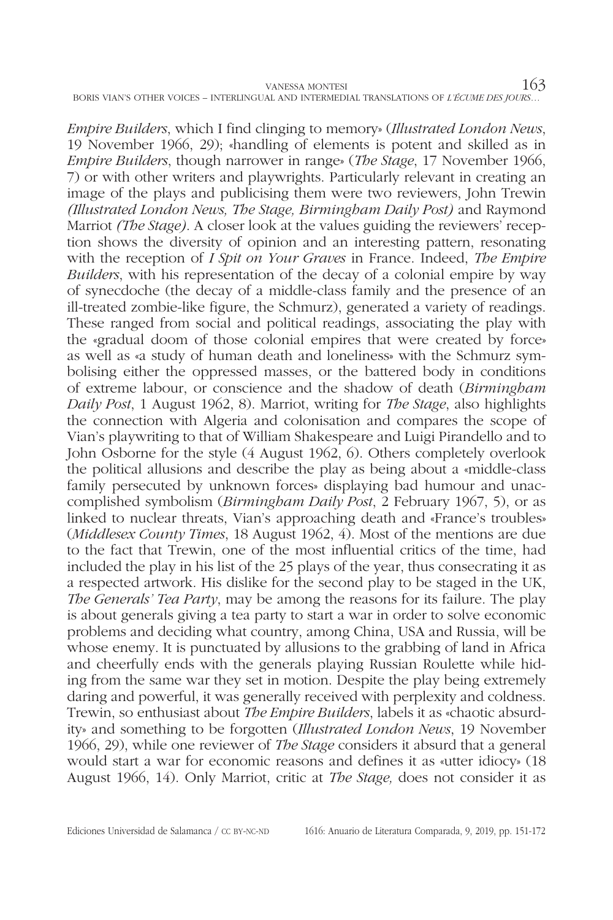*Empire Builders*, which I find clinging to memory» (*Illustrated London News*, 19 November 1966, 29); «handling of elements is potent and skilled as in *Empire Builders*, though narrower in range» (*The Stage*, 17 November 1966, 7) or with other writers and playwrights. Particularly relevant in creating an image of the plays and publicising them were two reviewers, John Trewin *(Illustrated London News, The Stage, Birmingham Daily Post)* and Raymond Marriot *(The Stage)*. A closer look at the values guiding the reviewers' reception shows the diversity of opinion and an interesting pattern, resonating with the reception of *I Spit on Your Graves* in France. Indeed, *The Empire Builders*, with his representation of the decay of a colonial empire by way of synecdoche (the decay of a middle-class family and the presence of an ill-treated zombie-like figure, the Schmurz), generated a variety of readings. These ranged from social and political readings, associating the play with the «gradual doom of those colonial empires that were created by force» as well as «a study of human death and loneliness» with the Schmurz symbolising either the oppressed masses, or the battered body in conditions of extreme labour, or conscience and the shadow of death (*Birmingham Daily Post*, 1 August 1962, 8). Marriot, writing for *The Stage*, also highlights the connection with Algeria and colonisation and compares the scope of Vian's playwriting to that of William Shakespeare and Luigi Pirandello and to John Osborne for the style (4 August 1962, 6). Others completely overlook the political allusions and describe the play as being about a «middle-class family persecuted by unknown forces» displaying bad humour and unaccomplished symbolism (*Birmingham Daily Post*, 2 February 1967, 5), or as linked to nuclear threats, Vian's approaching death and «France's troubles» (*Middlesex County Times*, 18 August 1962, 4). Most of the mentions are due to the fact that Trewin, one of the most influential critics of the time, had included the play in his list of the 25 plays of the year, thus consecrating it as a respected artwork. His dislike for the second play to be staged in the UK, *The Generals' Tea Party*, may be among the reasons for its failure. The play is about generals giving a tea party to start a war in order to solve economic problems and deciding what country, among China, USA and Russia, will be whose enemy. It is punctuated by allusions to the grabbing of land in Africa and cheerfully ends with the generals playing Russian Roulette while hiding from the same war they set in motion. Despite the play being extremely daring and powerful, it was generally received with perplexity and coldness. Trewin, so enthusiast about *The Empire Builders*, labels it as «chaotic absurdity» and something to be forgotten (*Illustrated London News*, 19 November 1966, 29), while one reviewer of *The Stage* considers it absurd that a general would start a war for economic reasons and defines it as «utter idiocy» (18 August 1966, 14). Only Marriot, critic at *The Stage,* does not consider it as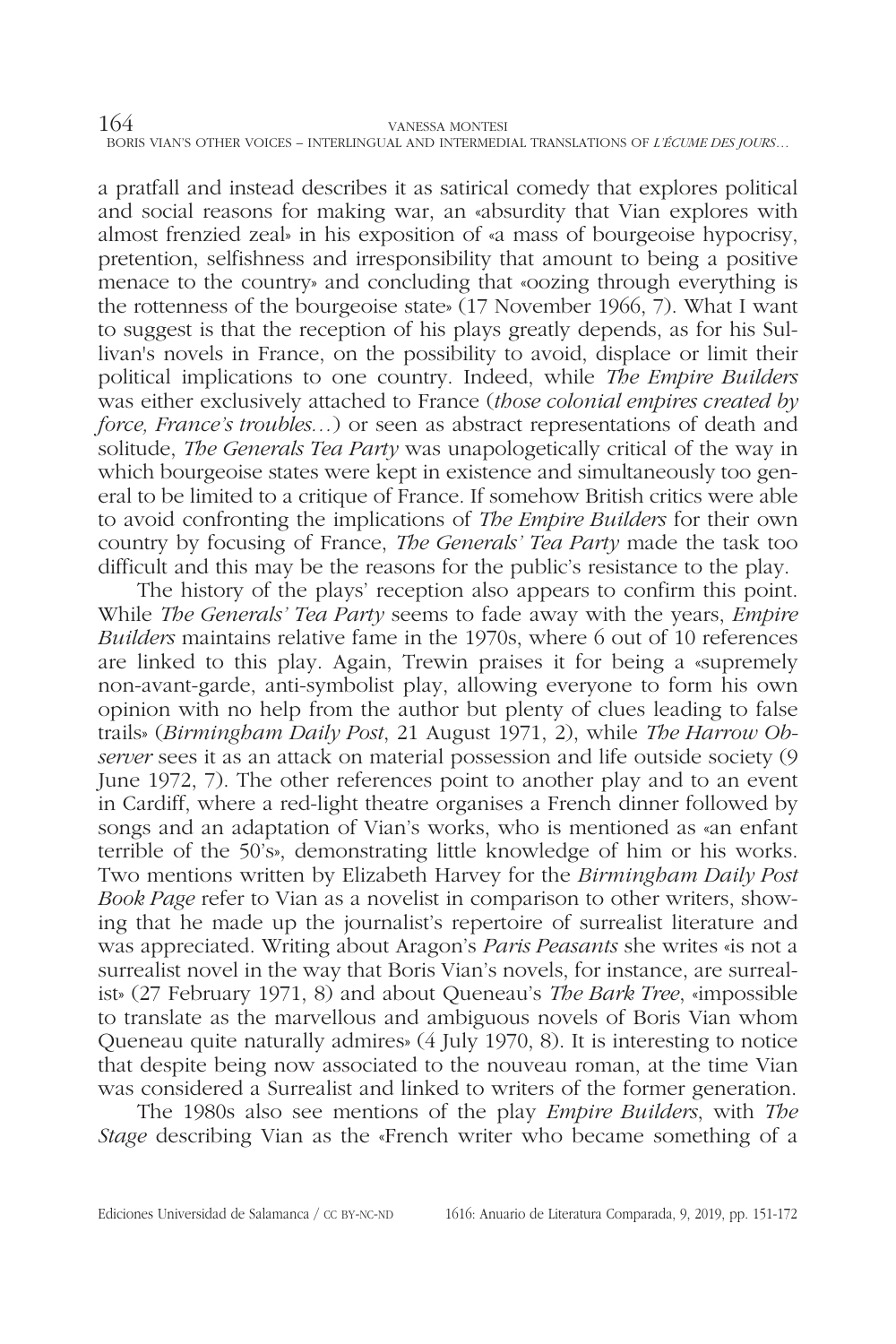a pratfall and instead describes it as satirical comedy that explores political and social reasons for making war, an «absurdity that Vian explores with almost frenzied zeal» in his exposition of «a mass of bourgeoise hypocrisy, pretention, selfishness and irresponsibility that amount to being a positive menace to the country» and concluding that «oozing through everything is the rottenness of the bourgeoise state» (17 November 1966, 7). What I want to suggest is that the reception of his plays greatly depends, as for his Sullivan's novels in France, on the possibility to avoid, displace or limit their political implications to one country. Indeed, while *The Empire Builders* was either exclusively attached to France (*those colonial empires created by force, France's troubles…*) or seen as abstract representations of death and solitude, *The Generals Tea Party* was unapologetically critical of the way in which bourgeoise states were kept in existence and simultaneously too general to be limited to a critique of France. If somehow British critics were able to avoid confronting the implications of *The Empire Builders* for their own country by focusing of France, *The Generals' Tea Party* made the task too difficult and this may be the reasons for the public's resistance to the play.

The history of the plays' reception also appears to confirm this point. While *The Generals' Tea Party* seems to fade away with the years, *Empire Builders* maintains relative fame in the 1970s, where 6 out of 10 references are linked to this play. Again, Trewin praises it for being a «supremely non-avant-garde, anti-symbolist play, allowing everyone to form his own opinion with no help from the author but plenty of clues leading to false trails» (*Birmingham Daily Post*, 21 August 1971, 2), while *The Harrow Observer* sees it as an attack on material possession and life outside society (9 June 1972, 7). The other references point to another play and to an event in Cardiff, where a red-light theatre organises a French dinner followed by songs and an adaptation of Vian's works, who is mentioned as «an enfant terrible of the 50's», demonstrating little knowledge of him or his works. Two mentions written by Elizabeth Harvey for the *Birmingham Daily Post Book Page* refer to Vian as a novelist in comparison to other writers, showing that he made up the journalist's repertoire of surrealist literature and was appreciated. Writing about Aragon's *Paris Peasants* she writes «is not a surrealist novel in the way that Boris Vian's novels, for instance, are surrealist» (27 February 1971, 8) and about Queneau's *The Bark Tree*, «impossible to translate as the marvellous and ambiguous novels of Boris Vian whom Queneau quite naturally admires» (4 July 1970, 8). It is interesting to notice that despite being now associated to the nouveau roman, at the time Vian was considered a Surrealist and linked to writers of the former generation.

The 1980s also see mentions of the play *Empire Builders*, with *The Stage* describing Vian as the «French writer who became something of a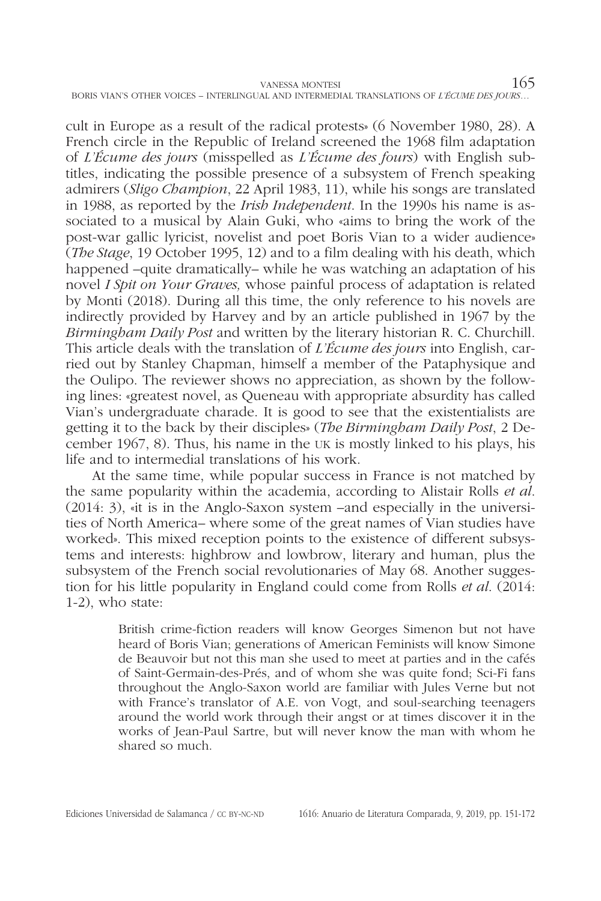cult in Europe as a result of the radical protests» (6 November 1980, 28). A French circle in the Republic of Ireland screened the 1968 film adaptation of *L'Écume des jours* (misspelled as *L'Écume des fours*) with English subtitles, indicating the possible presence of a subsystem of French speaking admirers (*Sligo Champion*, 22 April 1983, 11), while his songs are translated in 1988, as reported by the *Irish Independent*. In the 1990s his name is associated to a musical by Alain Guki, who «aims to bring the work of the post-war gallic lyricist, novelist and poet Boris Vian to a wider audience» (*The Stage*, 19 October 1995, 12) and to a film dealing with his death, which happened –quite dramatically– while he was watching an adaptation of his novel *I Spit on Your Graves,* whose painful process of adaptation is related by Monti (2018). During all this time, the only reference to his novels are indirectly provided by Harvey and by an article published in 1967 by the *Birmingham Daily Post* and written by the literary historian R. C. Churchill. This article deals with the translation of *L'Écume des jours* into English, carried out by Stanley Chapman, himself a member of the Pataphysique and the Oulipo. The reviewer shows no appreciation, as shown by the following lines: «greatest novel, as Queneau with appropriate absurdity has called Vian's undergraduate charade. It is good to see that the existentialists are getting it to the back by their disciples» (*The Birmingham Daily Post*, 2 December 1967, 8). Thus, his name in the UK is mostly linked to his plays, his life and to intermedial translations of his work.

At the same time, while popular success in France is not matched by the same popularity within the academia, according to Alistair Rolls *et al.* (2014: 3), «it is in the Anglo-Saxon system –and especially in the universities of North America– where some of the great names of Vian studies have worked». This mixed reception points to the existence of different subsystems and interests: highbrow and lowbrow, literary and human, plus the subsystem of the French social revolutionaries of May 68. Another suggestion for his little popularity in England could come from Rolls *et al.* (2014: 1-2), who state:

> British crime-fiction readers will know Georges Simenon but not have heard of Boris Vian; generations of American Feminists will know Simone de Beauvoir but not this man she used to meet at parties and in the cafés of Saint-Germain-des-Prés, and of whom she was quite fond; Sci-Fi fans throughout the Anglo-Saxon world are familiar with Jules Verne but not with France's translator of A.E. von Vogt, and soul-searching teenagers around the world work through their angst or at times discover it in the works of Jean-Paul Sartre, but will never know the man with whom he shared so much.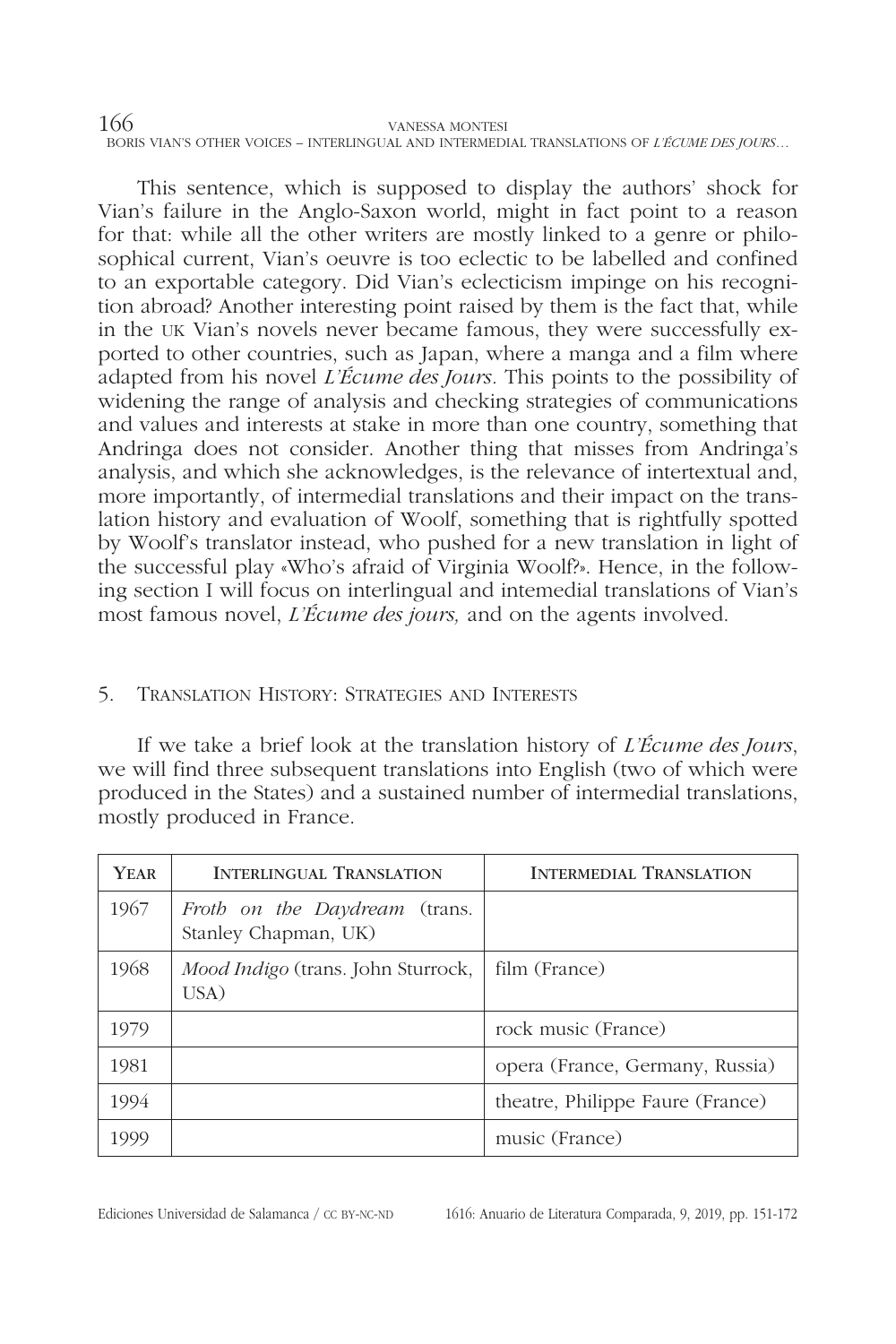This sentence, which is supposed to display the authors' shock for Vian's failure in the Anglo-Saxon world, might in fact point to a reason for that: while all the other writers are mostly linked to a genre or philosophical current, Vian's oeuvre is too eclectic to be labelled and confined to an exportable category. Did Vian's eclecticism impinge on his recognition abroad? Another interesting point raised by them is the fact that, while in the UK Vian's novels never became famous, they were successfully exported to other countries, such as Japan, where a manga and a film where adapted from his novel *L'Écume des Jours.* This points to the possibility of widening the range of analysis and checking strategies of communications and values and interests at stake in more than one country, something that Andringa does not consider. Another thing that misses from Andringa's analysis, and which she acknowledges, is the relevance of intertextual and, more importantly, of intermedial translations and their impact on the translation history and evaluation of Woolf, something that is rightfully spotted by Woolf's translator instead, who pushed for a new translation in light of the successful play «Who's afraid of Virginia Woolf?». Hence, in the following section I will focus on interlingual and intemedial translations of Vian's most famous novel, *L'Écume des jours,* and on the agents involved.

## 5. Translation History: Strategies and Interests

If we take a brief look at the translation history of *L'Écume des Jours*, we will find three subsequent translations into English (two of which were produced in the States) and a sustained number of intermedial translations, mostly produced in France.

| Year | Interlingual Translation | Intermedial Translation |
|---|---|---|
| 1967 | *Froth on the Daydream* (trans. Stanley Chapman, UK) | |
| 1968 | *Mood Indigo* (trans. John Sturrock, USA) | film (France) |
| 1979 | | rock music (France) |
| 1981 | | opera (France, Germany, Russia) |
| 1994 | | theatre, Philippe Faure (France) |
| 1999 | | music (France) |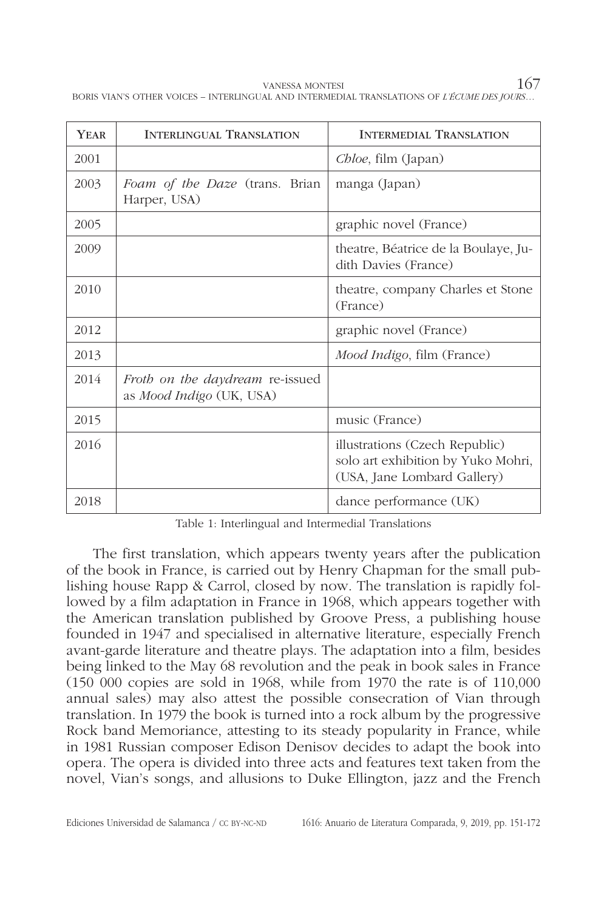| Year | Interlingual Translation | Intermedial Translation |
|---|---|---|
| 2001 | | *Chloe*, film (Japan) |
| 2003 | *Foam of the Daze* (trans. Brian Harper, USA) | manga (Japan) |
| 2005 | | graphic novel (France) |
| 2009 | | theatre, Béatrice de la Boulaye, Judith Davies (France) |
| 2010 | | theatre, company Charles et Stone (France) |
| 2012 | | graphic novel (France) |
| 2013 | | *Mood Indigo*, film (France) |
| 2014 | *Froth on the daydream* re-issued as *Mood Indigo* (UK, USA) | |
| 2015 | | music (France) |
| 2016 | | illustrations (Czech Republic) solo art exhibition by Yuko Mohri, (USA, Jane Lombard Gallery) |
| 2018 | | dance performance (UK) |

Table 1: Interlingual and Intermedial Translations

The first translation, which appears twenty years after the publication of the book in France, is carried out by Henry Chapman for the small publishing house Rapp & Carrol, closed by now. The translation is rapidly followed by a film adaptation in France in 1968, which appears together with the American translation published by Groove Press, a publishing house founded in 1947 and specialised in alternative literature, especially French avant-garde literature and theatre plays. The adaptation into a film, besides being linked to the May 68 revolution and the peak in book sales in France (150 000 copies are sold in 1968, while from 1970 the rate is of 110,000 annual sales) may also attest the possible consecration of Vian through translation. In 1979 the book is turned into a rock album by the progressive Rock band Memoriance, attesting to its steady popularity in France, while in 1981 Russian composer Edison Denisov decides to adapt the book into opera. The opera is divided into three acts and features text taken from the novel, Vian's songs, and allusions to Duke Ellington, jazz and the French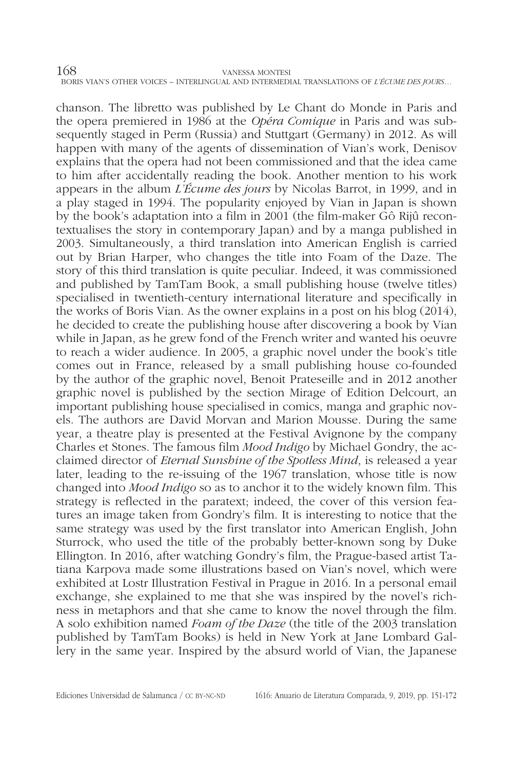chanson. The libretto was published by Le Chant do Monde in Paris and the opera premiered in 1986 at the *Opéra Comique* in Paris and was subsequently staged in Perm (Russia) and Stuttgart (Germany) in 2012. As will happen with many of the agents of dissemination of Vian's work, Denisov explains that the opera had not been commissioned and that the idea came to him after accidentally reading the book. Another mention to his work appears in the album *L'Écume des jours* by Nicolas Barrot, in 1999, and in a play staged in 1994. The popularity enjoyed by Vian in Japan is shown by the book's adaptation into a film in 2001 (the film-maker Gô Rijû recontextualises the story in contemporary Japan) and by a manga published in 2003. Simultaneously, a third translation into American English is carried out by Brian Harper, who changes the title into Foam of the Daze. The story of this third translation is quite peculiar. Indeed, it was commissioned and published by TamTam Book, a small publishing house (twelve titles) specialised in twentieth-century international literature and specifically in the works of Boris Vian. As the owner explains in a post on his blog (2014), he decided to create the publishing house after discovering a book by Vian while in Japan, as he grew fond of the French writer and wanted his oeuvre to reach a wider audience. In 2005, a graphic novel under the book's title comes out in France, released by a small publishing house co-founded by the author of the graphic novel, Benoit Prateseille and in 2012 another graphic novel is published by the section Mirage of Edition Delcourt, an important publishing house specialised in comics, manga and graphic novels. The authors are David Morvan and Marion Mousse. During the same year, a theatre play is presented at the Festival Avignone by the company Charles et Stones. The famous film *Mood Indigo* by Michael Gondry, the acclaimed director of *Eternal Sunshine of the Spotless Mind*, is released a year later, leading to the re-issuing of the 1967 translation, whose title is now changed into *Mood Indigo* so as to anchor it to the widely known film. This strategy is reflected in the paratext; indeed, the cover of this version features an image taken from Gondry's film. It is interesting to notice that the same strategy was used by the first translator into American English, John Sturrock, who used the title of the probably better-known song by Duke Ellington. In 2016, after watching Gondry's film, the Prague-based artist Tatiana Karpova made some illustrations based on Vian's novel, which were exhibited at Lostr Illustration Festival in Prague in 2016. In a personal email exchange, she explained to me that she was inspired by the novel's richness in metaphors and that she came to know the novel through the film. A solo exhibition named *Foam of the Daze* (the title of the 2003 translation published by TamTam Books) is held in New York at Jane Lombard Gallery in the same year. Inspired by the absurd world of Vian, the Japanese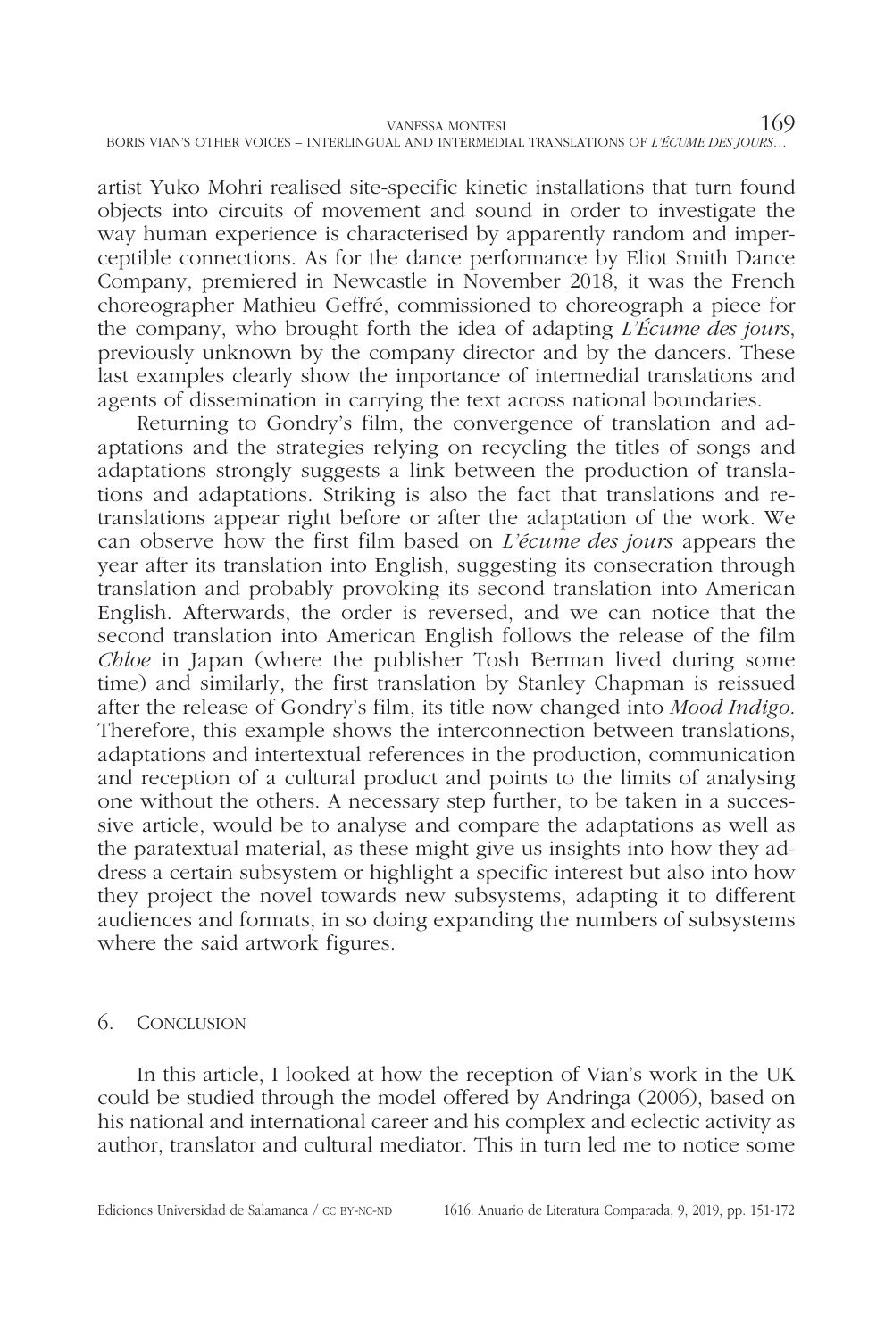artist Yuko Mohri realised site-specific kinetic installations that turn found objects into circuits of movement and sound in order to investigate the way human experience is characterised by apparently random and imperceptible connections. As for the dance performance by Eliot Smith Dance Company, premiered in Newcastle in November 2018, it was the French choreographer Mathieu Geffré, commissioned to choreograph a piece for the company, who brought forth the idea of adapting *L'Écume des jours*, previously unknown by the company director and by the dancers. These last examples clearly show the importance of intermedial translations and agents of dissemination in carrying the text across national boundaries.

Returning to Gondry's film, the convergence of translation and adaptations and the strategies relying on recycling the titles of songs and adaptations strongly suggests a link between the production of translations and adaptations. Striking is also the fact that translations and retranslations appear right before or after the adaptation of the work. We can observe how the first film based on *L'écume des jours* appears the year after its translation into English, suggesting its consecration through translation and probably provoking its second translation into American English. Afterwards, the order is reversed, and we can notice that the second translation into American English follows the release of the film *Chloe* in Japan (where the publisher Tosh Berman lived during some time) and similarly, the first translation by Stanley Chapman is reissued after the release of Gondry's film, its title now changed into *Mood Indigo*. Therefore, this example shows the interconnection between translations, adaptations and intertextual references in the production, communication and reception of a cultural product and points to the limits of analysing one without the others. A necessary step further, to be taken in a successive article, would be to analyse and compare the adaptations as well as the paratextual material, as these might give us insights into how they address a certain subsystem or highlight a specific interest but also into how they project the novel towards new subsystems, adapting it to different audiences and formats, in so doing expanding the numbers of subsystems where the said artwork figures.

## 6. Conclusion

In this article, I looked at how the reception of Vian's work in the UK could be studied through the model offered by Andringa (2006), based on his national and international career and his complex and eclectic activity as author, translator and cultural mediator. This in turn led me to notice some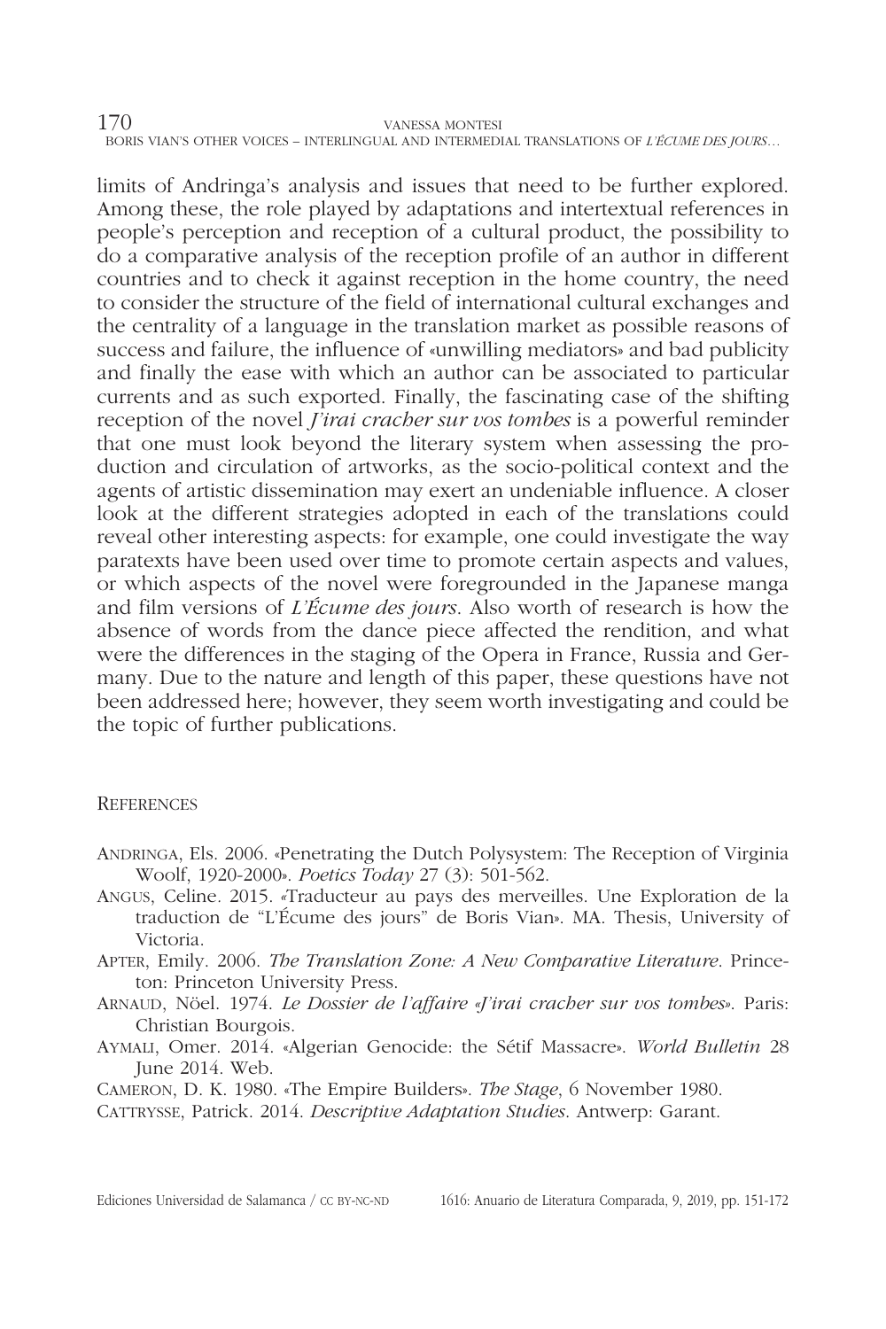limits of Andringa's analysis and issues that need to be further explored. Among these, the role played by adaptations and intertextual references in people's perception and reception of a cultural product, the possibility to do a comparative analysis of the reception profile of an author in different countries and to check it against reception in the home country, the need to consider the structure of the field of international cultural exchanges and the centrality of a language in the translation market as possible reasons of success and failure, the influence of «unwilling mediators» and bad publicity and finally the ease with which an author can be associated to particular currents and as such exported. Finally, the fascinating case of the shifting reception of the novel *J'irai cracher sur vos tombes* is a powerful reminder that one must look beyond the literary system when assessing the production and circulation of artworks, as the socio-political context and the agents of artistic dissemination may exert an undeniable influence. A closer look at the different strategies adopted in each of the translations could reveal other interesting aspects: for example, one could investigate the way paratexts have been used over time to promote certain aspects and values, or which aspects of the novel were foregrounded in the Japanese manga and film versions of *L'Écume des jours*. Also worth of research is how the absence of words from the dance piece affected the rendition, and what were the differences in the staging of the Opera in France, Russia and Germany. Due to the nature and length of this paper, these questions have not been addressed here; however, they seem worth investigating and could be the topic of further publications.

## References

Andringa, Els. 2006. «Penetrating the Dutch Polysystem: The Reception of Virginia Woolf, 1920-2000». *Poetics Today* 27 (3): 501-562.

Angus, Celine. 2015. «Traducteur au pays des merveilles. Une Exploration de la traduction de "L'Écume des jours" de Boris Vian». MA. Thesis, University of Victoria.

Apter, Emily. 2006. *The Translation Zone: A New Comparative Literature*. Princeton: Princeton University Press.

Arnaud, Nöel. 1974. *Le Dossier de l'affaire «J'irai cracher sur vos tombes»*. Paris: Christian Bourgois.

Aymali, Omer. 2014. «Algerian Genocide: the Sétif Massacre». *World Bulletin* 28 June 2014. Web.

Cameron, D. K. 1980. «The Empire Builders». *The Stage*, 6 November 1980.

Cattrysse, Patrick. 2014. *Descriptive Adaptation Studies*. Antwerp: Garant.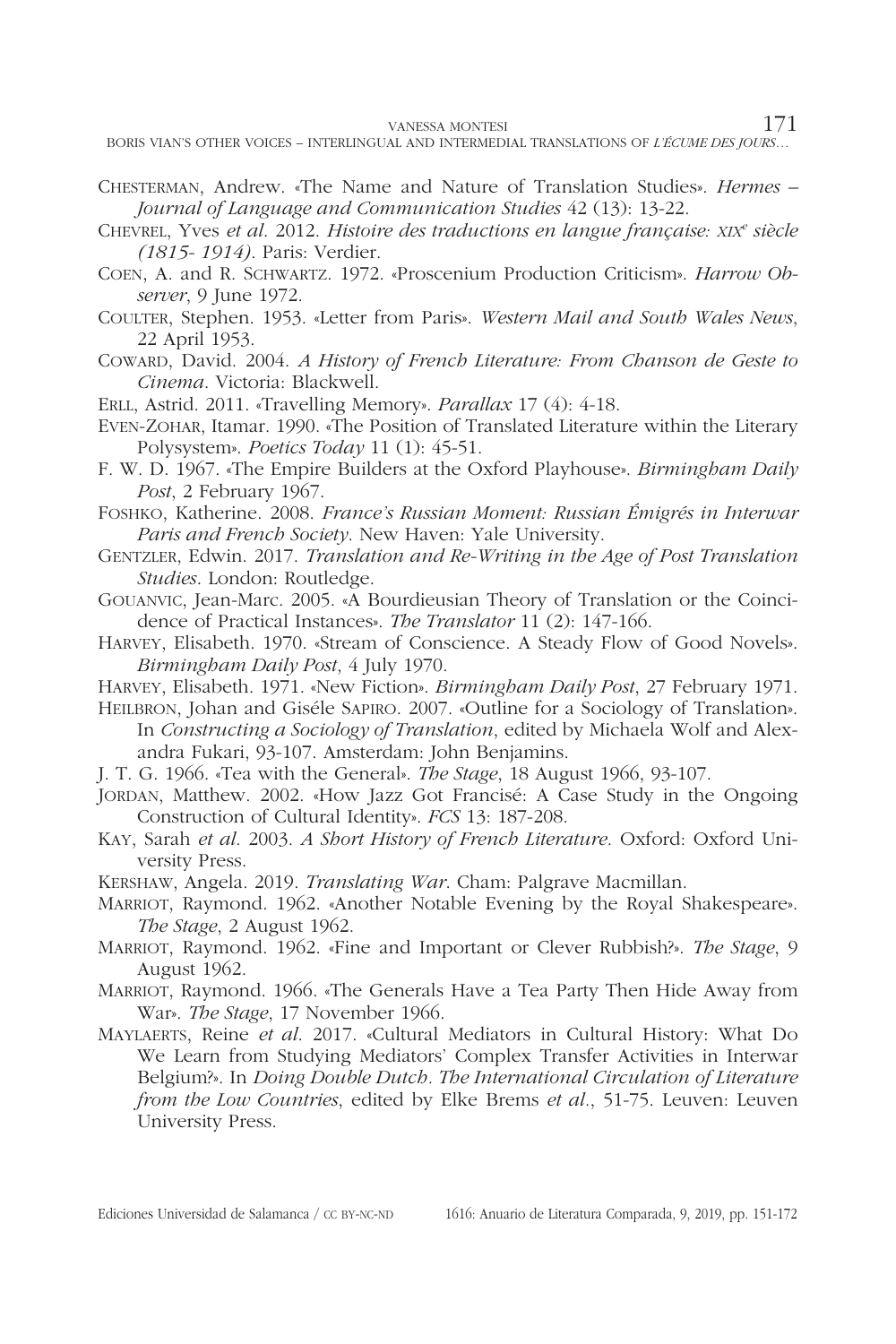Chesterman, Andrew. «The Name and Nature of Translation Studies». *Hermes – Journal of Language and Communication Studies* 42 (13): 13-22.

Chevrel, Yves *et al*. 2012. *Histoire des traductions en langue française: XIXe siècle (1815- 1914)*. Paris: Verdier.

Coen, A. and R. Schwartz. 1972. «Proscenium Production Criticism». *Harrow Observer*, 9 June 1972.

Coulter, Stephen. 1953. «Letter from Paris». *Western Mail and South Wales News*, 22 April 1953.

Coward, David. 2004. *A History of French Literature: From Chanson de Geste to Cinema*. Victoria: Blackwell.

Erll, Astrid. 2011. «Travelling Memory». *Parallax* 17 (4): 4-18.

Even-Zohar, Itamar. 1990. «The Position of Translated Literature within the Literary Polysystem». *Poetics Today* 11 (1): 45-51.

F. W. D. 1967. «The Empire Builders at the Oxford Playhouse». *Birmingham Daily Post*, 2 February 1967.

Foshko, Katherine. 2008. *France's Russian Moment: Russian Émigrés in Interwar Paris and French Society*. New Haven: Yale University.

Gentzler, Edwin. 2017. *Translation and Re-Writing in the Age of Post Translation Studies*. London: Routledge.

Gouanvic, Jean-Marc. 2005. «A Bourdieusian Theory of Translation or the Coincidence of Practical Instances». *The Translator* 11 (2): 147-166.

Harvey, Elisabeth. 1970. «Stream of Conscience. A Steady Flow of Good Novels». *Birmingham Daily Post*, 4 July 1970.

Harvey, Elisabeth. 1971. «New Fiction». *Birmingham Daily Post*, 27 February 1971.

Heilbron, Johan and Giséle Sapiro. 2007. «Outline for a Sociology of Translation». In *Constructing a Sociology of Translation*, edited by Michaela Wolf and Alexandra Fukari, 93-107. Amsterdam: John Benjamins.

J. T. G. 1966. «Tea with the General». *The Stage*, 18 August 1966, 93-107.

Jordan, Matthew. 2002. «How Jazz Got Francisé: A Case Study in the Ongoing Construction of Cultural Identity». *FCS* 13: 187-208.

Kay, Sarah *et al*. 2003. *A Short History of French Literature*. Oxford: Oxford University Press.

Kershaw, Angela. 2019. *Translating War*. Cham: Palgrave Macmillan.

Marriot, Raymond. 1962. «Another Notable Evening by the Royal Shakespeare». *The Stage*, 2 August 1962.

Marriot, Raymond. 1962. «Fine and Important or Clever Rubbish?». *The Stage*, 9 August 1962.

Marriot, Raymond. 1966. «The Generals Have a Tea Party Then Hide Away from War». *The Stage*, 17 November 1966.

Maylaerts, Reine *et al*. 2017. «Cultural Mediators in Cultural History: What Do We Learn from Studying Mediators' Complex Transfer Activities in Interwar Belgium?». In *Doing Double Dutch. The International Circulation of Literature from the Low Countries*, edited by Elke Brems *et al*., 51-75. Leuven: Leuven University Press.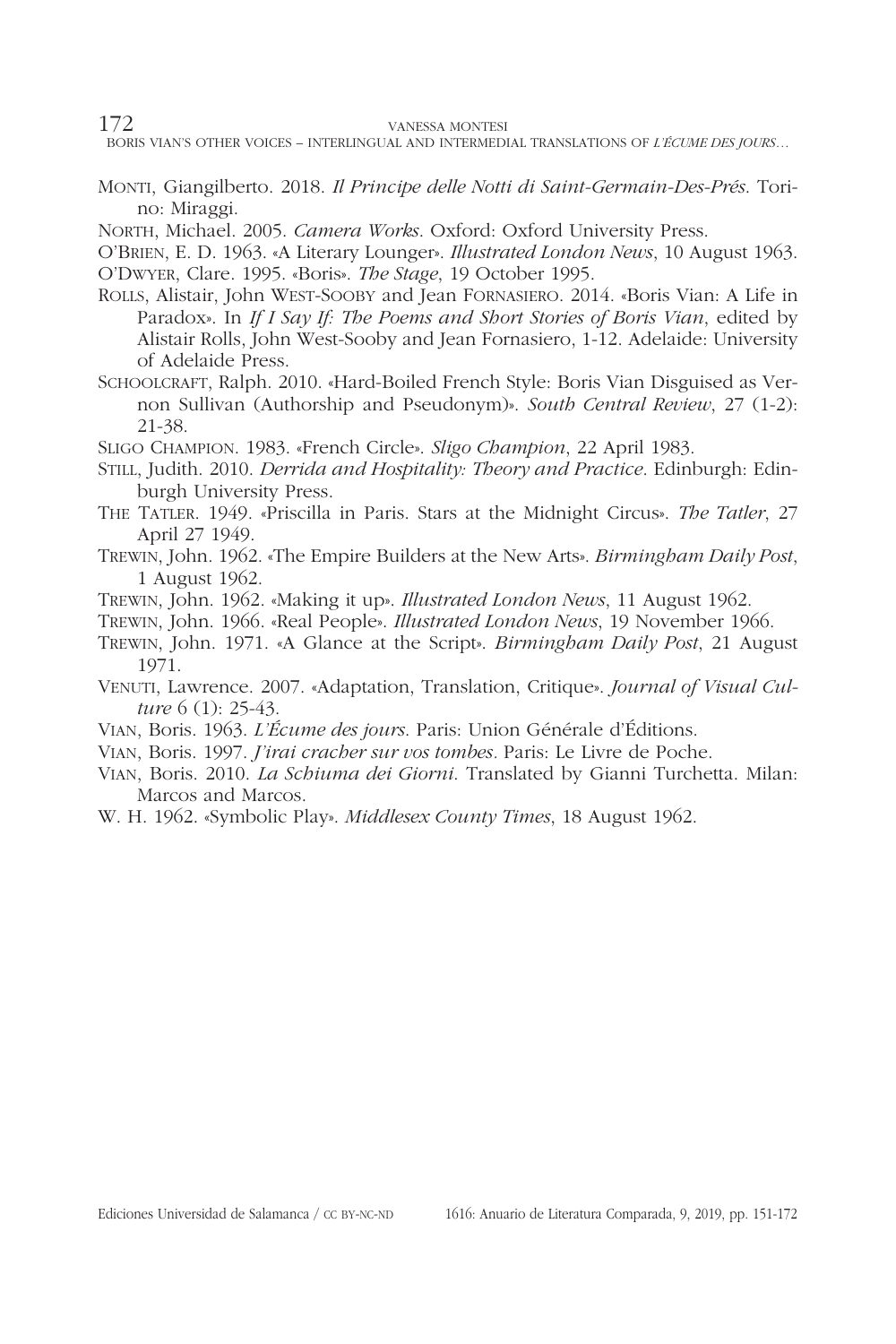MONTI, Giangilberto. 2018. *Il Principe delle Notti di Saint-Germain-Des-Prés*. Torino: Miraggi.

NORTH, Michael. 2005. *Camera Works*. Oxford: Oxford University Press.

O'BRIEN, E. D. 1963. «A Literary Lounger». *Illustrated London News*, 10 August 1963.

O'DWYER, Clare. 1995. «Boris». *The Stage*, 19 October 1995.

ROLLS, Alistair, John WEST-SOOBY and Jean FORNASIERO. 2014. «Boris Vian: A Life in Paradox». In *If I Say If: The Poems and Short Stories of Boris Vian*, edited by Alistair Rolls, John West-Sooby and Jean Fornasiero, 1-12. Adelaide: University of Adelaide Press.

SCHOOLCRAFT, Ralph. 2010. «Hard-Boiled French Style: Boris Vian Disguised as Vernon Sullivan (Authorship and Pseudonym)». *South Central Review*, 27 (1-2): 21-38.

SLIGO CHAMPION. 1983. «French Circle». *Sligo Champion*, 22 April 1983.

STILL, Judith. 2010. *Derrida and Hospitality: Theory and Practice*. Edinburgh: Edinburgh University Press.

THE TATLER. 1949. «Priscilla in Paris. Stars at the Midnight Circus». *The Tatler*, 27 April 27 1949.

TREWIN, John. 1962. «The Empire Builders at the New Arts». *Birmingham Daily Post*, 1 August 1962.

TREWIN, John. 1962. «Making it up». *Illustrated London News*, 11 August 1962.

TREWIN, John. 1966. «Real People». *Illustrated London News*, 19 November 1966.

TREWIN, John. 1971. «A Glance at the Script». *Birmingham Daily Post*, 21 August 1971.

VENUTI, Lawrence. 2007. «Adaptation, Translation, Critique». *Journal of Visual Culture* 6 (1): 25-43.

VIAN, Boris. 1963. *L'Écume des jours*. Paris: Union Générale d'Éditions.

VIAN, Boris. 1997. *J'irai cracher sur vos tombes*. Paris: Le Livre de Poche.

VIAN, Boris. 2010. *La Schiuma dei Giorni*. Translated by Gianni Turchetta. Milan: Marcos and Marcos.

W. H. 1962. «Symbolic Play». *Middlesex County Times*, 18 August 1962.